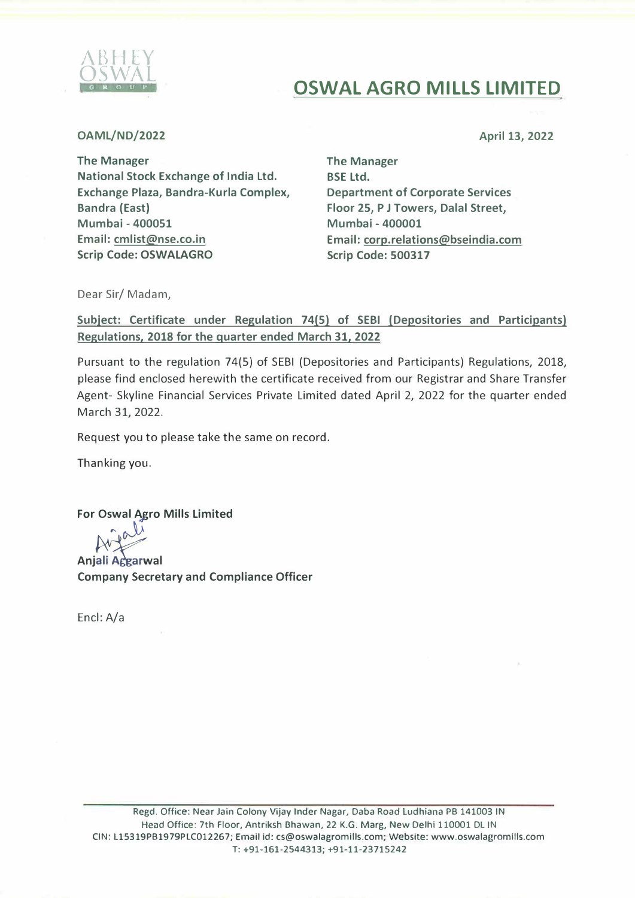ABHEY OSWAL GROUP

# OSWAL AGRO MILLS LIMITED

**OAML/ND/2022**

**April 13, 2022**

**The Manager**
**National Stock Exchange of India Ltd.**
**Exchange Plaza, Bandra-Kurla Complex,**
**Bandra (East)**
**Mumbai - 400051**
**Email: cmlist@nse.co.in**
**Scrip Code: OSWALAGRO**

**The Manager**
**BSE Ltd.**
**Department of Corporate Services**
**Floor 25, P J Towers, Dalal Street,**
**Mumbai - 400001**
**Email: corp.relations@bseindia.com**
**Scrip Code: 500317**

Dear Sir/ Madam,

**Subject: Certificate under Regulation 74(5) of SEBI (Depositories and Participants) Regulations, 2018 for the quarter ended March 31, 2022**

Pursuant to the regulation 74(5) of SEBI (Depositories and Participants) Regulations, 2018, please find enclosed herewith the certificate received from our Registrar and Share Transfer Agent- Skyline Financial Services Private Limited dated April 2, 2022 for the quarter ended March 31, 2022.

Request you to please take the same on record.

Thanking you.

**For Oswal Agro Mills Limited**

**Anjali Aggarwal**
**Company Secretary and Compliance Officer**

Encl: A/a

Regd. Office: Near Jain Colony Vijay Inder Nagar, Daba Road Ludhiana PB 141003 IN
Head Office: 7th Floor, Antriksh Bhawan, 22 K.G. Marg, New Delhi 110001 DL IN
CIN: L15319PB1979PLC012267; Email id: cs@oswalagromills.com; Website: www.oswalagromills.com
T: +91-161-2544313; +91-11-23715242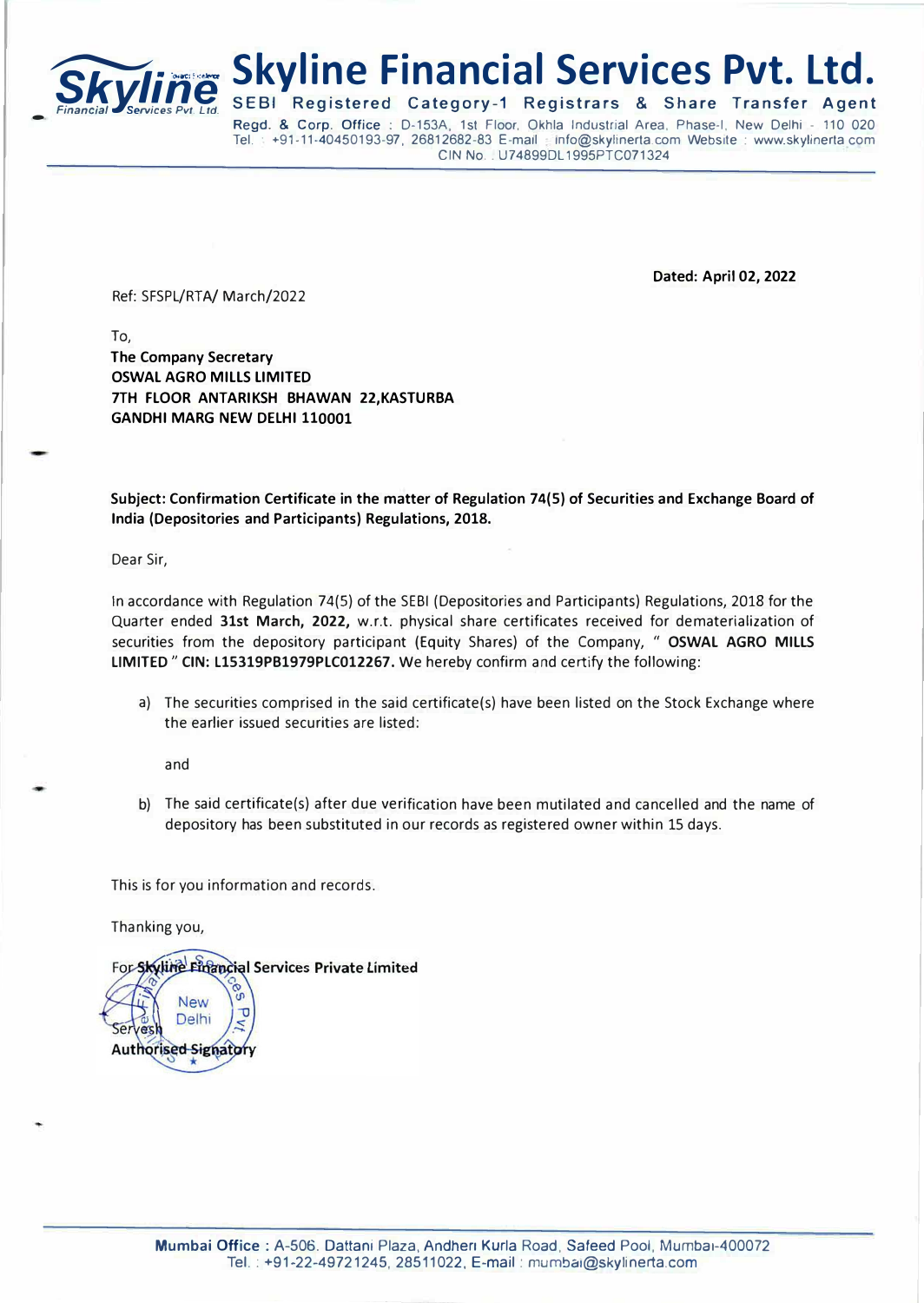# Skyline Financial Services Pvt. Ltd.

**SEBI Registered Category-1 Registrars & Share Transfer Agent**

**Regd. & Corp. Office** : D-153A, 1st Floor, Okhla Industrial Area, Phase-I, New Delhi - 110 020
Tel. : +91-11-40450193-97, 26812682-83 E-mail : info@skylinerta.com Website : www.skylinerta.com
CIN No. : U74899DL1995PTC071324

**Dated: April 02, 2022**

Ref: SFSPL/RTA/ March/2022

To,
**The Company Secretary**
**OSWAL AGRO MILLS LIMITED**
**7TH FLOOR ANTARIKSH BHAWAN 22,KASTURBA GANDHI MARG NEW DELHI 110001**

**Subject: Confirmation Certificate in the matter of Regulation 74(5) of Securities and Exchange Board of India (Depositories and Participants) Regulations, 2018.**

Dear Sir,

In accordance with Regulation 74(5) of the SEBI (Depositories and Participants) Regulations, 2018 for the Quarter ended **31st March, 2022,** w.r.t. physical share certificates received for dematerialization of securities from the depository participant (Equity Shares) of the Company, " **OSWAL AGRO MILLS LIMITED** " **CIN: L15319PB1979PLC012267.** We hereby confirm and certify the following:

a) The securities comprised in the said certificate(s) have been listed on the Stock Exchange where the earlier issued securities are listed:

and

b) The said certificate(s) after due verification have been mutilated and cancelled and the name of depository has been substituted in our records as registered owner within 15 days.

This is for you information and records.

Thanking you,

For **Skyline Financial Services Private Limited**

Servesh
**Authorised Signatory**

**Mumbai Office** : A-506. Dattani Plaza, Andheri Kurla Road, Safeed Pool, Mumbai-400072
Tel. : +91-22-49721245, 28511022, E-mail : mumbai@skylinerta.com